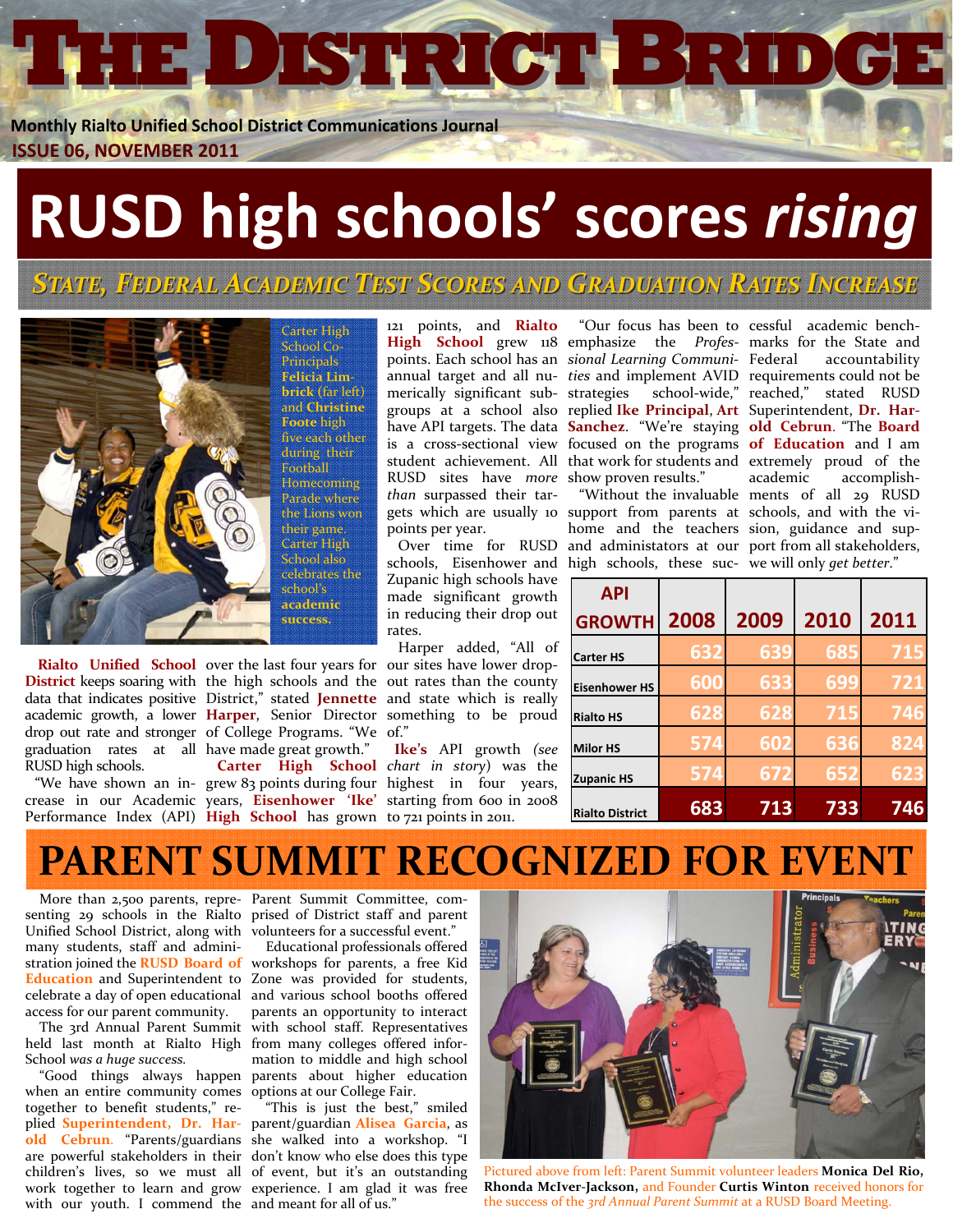# THE DISTRICT BRIDGE

**Monthly Rialto Unified School District Communications Journal**
**ISSUE 06, NOVEMBER 2011**

# RUSD high schools' scores *rising*

## STATE, FEDERAL ACADEMIC TEST SCORES AND GRADUATION RATES INCREASE

Carter High School Co-Principals **Felicia Limbrick** (far left) and **Christine Foote** high five each other during their Football Homecoming Parade where the Lions won their game. Carter High School also celebrates the school's **academic success.**

**Rialto Unified School District** keeps soaring with data that indicates positive academic growth, a lower drop out rate and stronger graduation rates at all RUSD high schools.

"We have shown an increase in our Academic Performance Index (API) over the last four years for the high schools and the District," stated **Jennette Harper**, Senior Director of College Programs. "We have made great growth."

**Carter High School** grew 83 points during four years, **Eisenhower 'Ike' High School** has grown 121 points, and **Rialto High School** grew 118 points. Each school has an annual target and all numerically significant subgroups at a school also have API targets. The data is a cross-sectional view student achievement. All RUSD sites have *more than* surpassed their targets which are usually 10 points per year.

Over time for RUSD schools, Eisenhower and Zupanic high schools have made significant growth in reducing their drop out rates.

Harper added, "All of our sites have lower drop-out rates than the county and state which is really something to be proud of."

**Ike's** API growth *(see chart in story)* was the highest in four years, starting from 600 in 2008 to 721 points in 2011.

"Our focus has been to emphasize the *Professional Learning Communities* and implement AVID strategies school-wide," replied **Ike Principal**, **Art Sanchez**. "We're staying focused on the programs that work for students and show proven results."

"Without the invaluable support from parents at home and the teachers and administators at our high schools, these successful academic benchmarks for the State and Federal accountability requirements could not be reached," stated RUSD Superintendent, **Dr. Harold Cebrun**. "The **Board of Education** and I am extremely proud of the academic accomplishments of all 29 RUSD schools, and with the vision, guidance and support from all stakeholders, we will only *get better*."

| API GROWTH | 2008 | 2009 | 2010 | 2011 |
|---|---|---|---|---|
| Carter HS | 632 | 639 | 685 | 715 |
| Eisenhower HS | 600 | 633 | 699 | 721 |
| Rialto HS | 628 | 628 | 715 | 746 |
| Milor HS | 574 | 602 | 636 | 824 |
| Zupanic HS | 574 | 672 | 652 | 623 |
| Rialto District | 683 | 713 | 733 | 746 |

# PARENT SUMMIT RECOGNIZED FOR EVENT

More than 2,500 parents, representing 29 schools in the Rialto Unified School District, along with many students, staff and administration joined the **RUSD Board of Education** and Superintendent to celebrate a day of open educational access for our parent community.

The 3rd Annual Parent Summit held last month at Rialto High School *was a huge success.*

"Good things always happen when an entire community comes together to benefit students," replied **Superintendent, Dr. Harold Cebrun**. "Parents/guardians are powerful stakeholders in their children's lives, so we must all work together to learn and grow with our youth. I commend the Parent Summit Committee, comprised of District staff and parent volunteers for a successful event."

Educational professionals offered workshops for parents, a free Kid Zone was provided for students, and various school booths offered parents an opportunity to interact with school staff. Representatives from many colleges offered information to middle and high school parents about higher education options at our College Fair.

"This is just the best," smiled parent/guardian **Alisea Garcia**, as she walked into a workshop. "I don't know who else does this type of event, but it's an outstanding experience. I am glad it was free and meant for all of us."

Pictured above from left: Parent Summit volunteer leaders **Monica Del Rio, Rhonda McIver-Jackson,** and Founder **Curtis Winton** received honors for the success of the *3rd Annual Parent Summit* at a RUSD Board Meeting.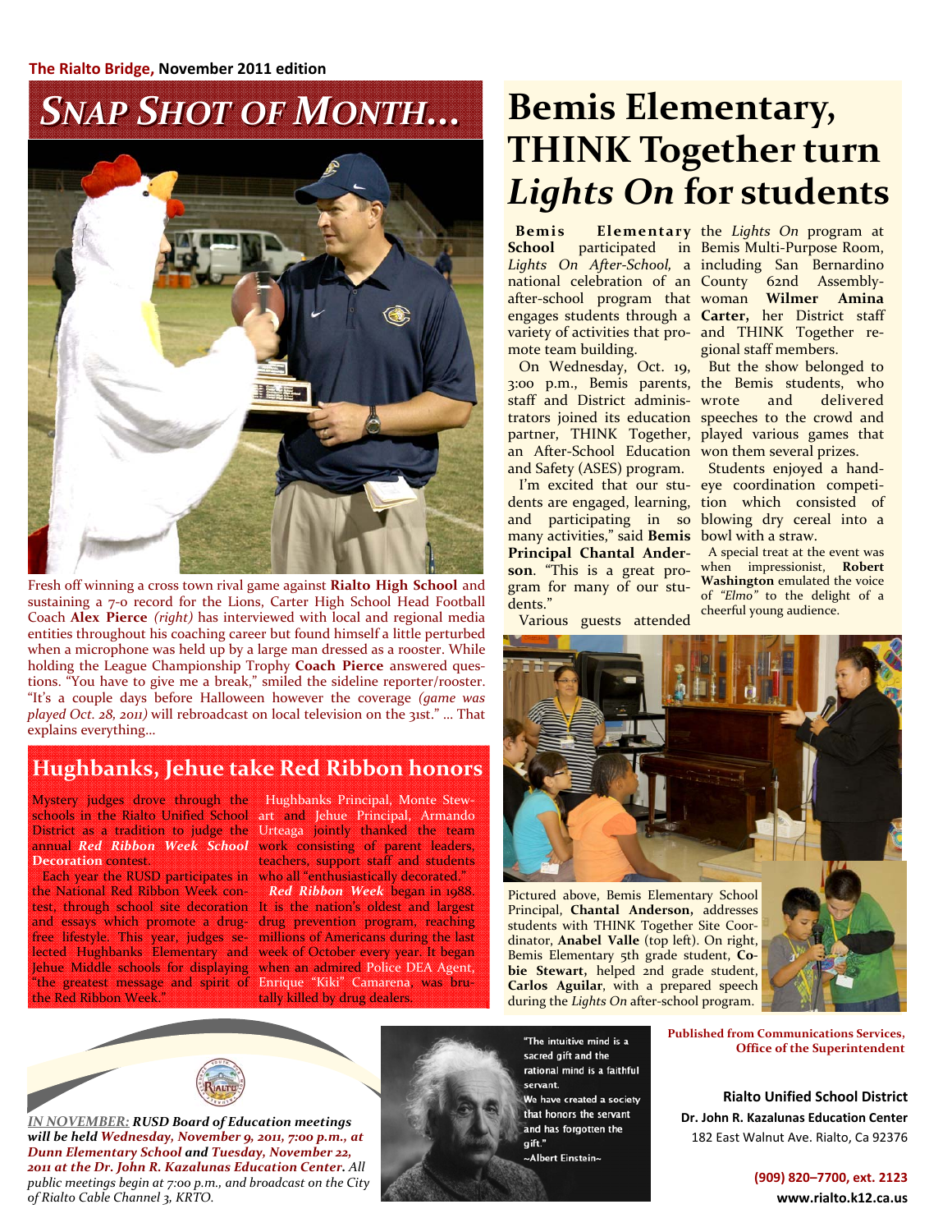**The Rialto Bridge, November 2011 edition**

# *SNAP SHOT OF MONTH…*

Fresh off winning a cross town rival game against **Rialto High School** and sustaining a 7-0 record for the Lions, Carter High School Head Football Coach **Alex Pierce** *(right)* has interviewed with local and regional media entities throughout his coaching career but found himself a little perturbed when a microphone was held up by a large man dressed as a rooster. While holding the League Championship Trophy **Coach Pierce** answered questions. "You have to give me a break," smiled the sideline reporter/rooster. "It's a couple days before Halloween however the coverage *(game was played Oct. 28, 2011)* will rebroadcast on local television on the 31st." … That explains everything…

## Hughbanks, Jehue take Red Ribbon honors

Mystery judges drove through the schools in the Rialto Unified School District as a tradition to judge the annual ***Red Ribbon Week School* Decoration** contest.

Each year the RUSD participates in the National Red Ribbon Week contest, through school site decoration and essays which promote a drug-free lifestyle. This year, judges selected Hughbanks Elementary and Jehue Middle schools for displaying "the greatest message and spirit of the Red Ribbon Week."

Hughbanks Principal, Monte Stewart and Jehue Principal, Armando Urteaga jointly thanked the team work consisting of parent leaders, teachers, support staff and students who all "enthusiastically decorated."

***Red Ribbon Week*** began in 1988. It is the nation's oldest and largest drug prevention program, reaching millions of Americans during the last week of October every year. It began when an admired Police DEA Agent, Enrique "Kiki" Camarena was brutally killed by drug dealers.

# Bemis Elementary, THINK Together turn *Lights On* for students

**Bemis Elementary School** participated in *Lights On After-School,* a national celebration of an after-school program that engages students through a variety of activities that promote team building.

On Wednesday, Oct. 19, 3:00 p.m., Bemis parents, staff and District administrators joined its education partner, THINK Together, an After-School Education and Safety (ASES) program.

I'm excited that our students are engaged, learning, and participating in so many activities," said **Bemis Principal Chantal Anderson**. "This is a great program for many of our students."

Various guests attended the *Lights On* program at Bemis Multi-Purpose Room, including San Bernardino County 62nd Assemblywoman **Wilmer Amina Carter,** her District staff and THINK Together regional staff members.

But the show belonged to the Bemis students, who wrote and delivered speeches to the crowd and played various games that won them several prizes.

Students enjoyed a hand-eye coordination competition which consisted of blowing dry cereal into a bowl with a straw.

A special treat at the event was when impressionist, **Robert Washington** emulated the voice of *"Elmo"* to the delight of a cheerful young audience.

Pictured above, Bemis Elementary School Principal, **Chantal Anderson,** addresses students with THINK Together Site Coordinator, **Anabel Valle** (top left). On right, Bemis Elementary 5th grade student, **Cobie Stewart,** helped 2nd grade student, **Carlos Aguilar**, with a prepared speech during the *Lights On* after-school program.

***IN NOVEMBER:* RUSD Board of Education meetings will be held *Wednesday, November 9, 2011, 7:00 p.m., at Dunn Elementary School* and *Tuesday, November 22, 2011 at the Dr. John R. Kazalunas Education Center.*** *All public meetings begin at 7:00 p.m., and broadcast on the City of Rialto Cable Channel 3, KRTO.*

"The intuitive mind is a sacred gift and the rational mind is a faithful servant.
We have created a society that honors the servant and has forgotten the gift."
~Albert Einstein~

**Published from Communications Services, Office of the Superintendent**

**Rialto Unified School District**
**Dr. John R. Kazalunas Education Center**
182 East Walnut Ave. Rialto, Ca 92376

**(909) 820–7700, ext. 2123**
**www.rialto.k12.ca.us**